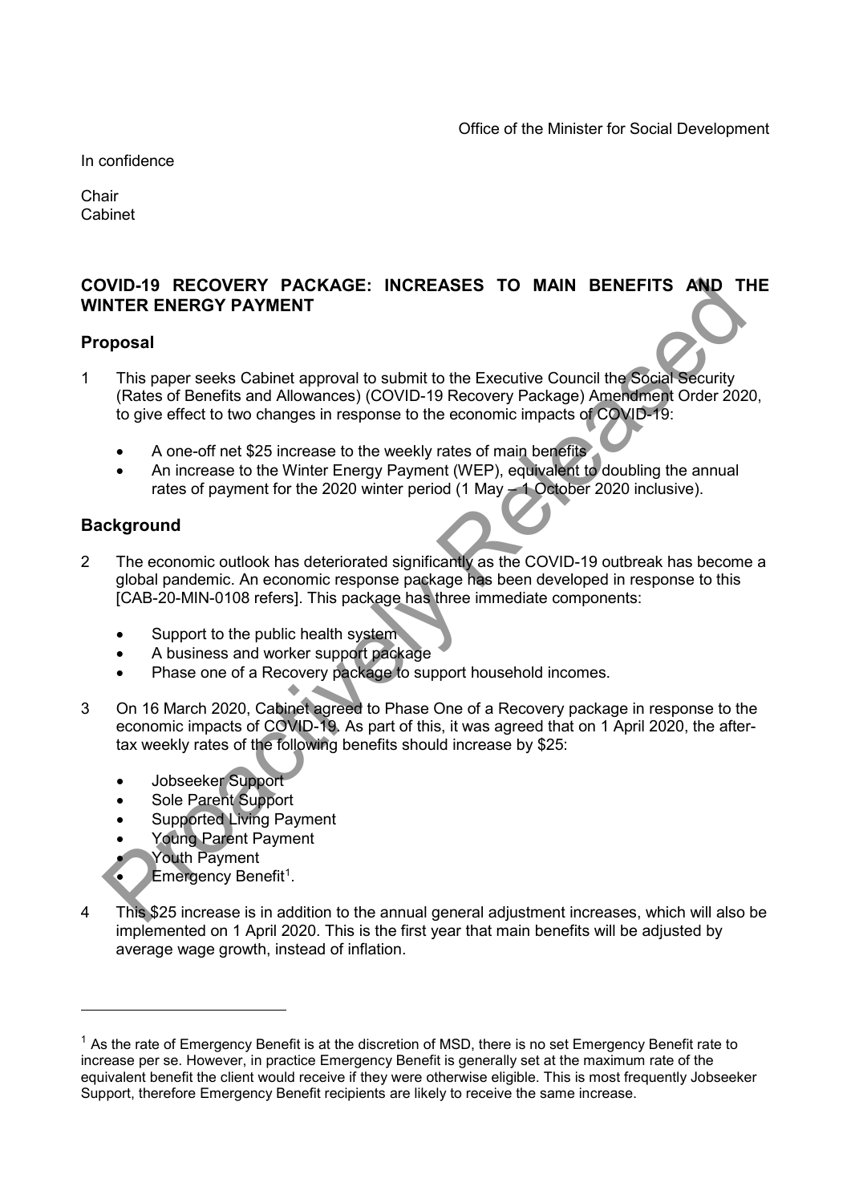Office of the Minister for Social Development

In confidence

Chair
Cabinet

# COVID-19 RECOVERY PACKAGE: INCREASES TO MAIN BENEFITS AND THE WINTER ENERGY PAYMENT

## Proposal

1 This paper seeks Cabinet approval to submit to the Executive Council the Social Security (Rates of Benefits and Allowances) (COVID-19 Recovery Package) Amendment Order 2020, to give effect to two changes in response to the economic impacts of COVID-19:

- A one-off net $25 increase to the weekly rates of main benefits
- An increase to the Winter Energy Payment (WEP), equivalent to doubling the annual rates of payment for the 2020 winter period (1 May – 1 October 2020 inclusive).

## Background

2 The economic outlook has deteriorated significantly as the COVID-19 outbreak has become a global pandemic. An economic response package has been developed in response to this [CAB-20-MIN-0108 refers]. This package has three immediate components:

- Support to the public health system
- A business and worker support package
- Phase one of a Recovery package to support household incomes.

3 On 16 March 2020, Cabinet agreed to Phase One of a Recovery package in response to the economic impacts of COVID-19. As part of this, it was agreed that on 1 April 2020, the after-tax weekly rates of the following benefits should increase by $25:

- Jobseeker Support
- Sole Parent Support
- Supported Living Payment
- Young Parent Payment
- Youth Payment
- Emergency Benefit[1].

4 This $25 increase is in addition to the annual general adjustment increases, which will also be implemented on 1 April 2020. This is the first year that main benefits will be adjusted by average wage growth, instead of inflation.

---

[1] As the rate of Emergency Benefit is at the discretion of MSD, there is no set Emergency Benefit rate to increase per se. However, in practice Emergency Benefit is generally set at the maximum rate of the equivalent benefit the client would receive if they were otherwise eligible. This is most frequently Jobseeker Support, therefore Emergency Benefit recipients are likely to receive the same increase.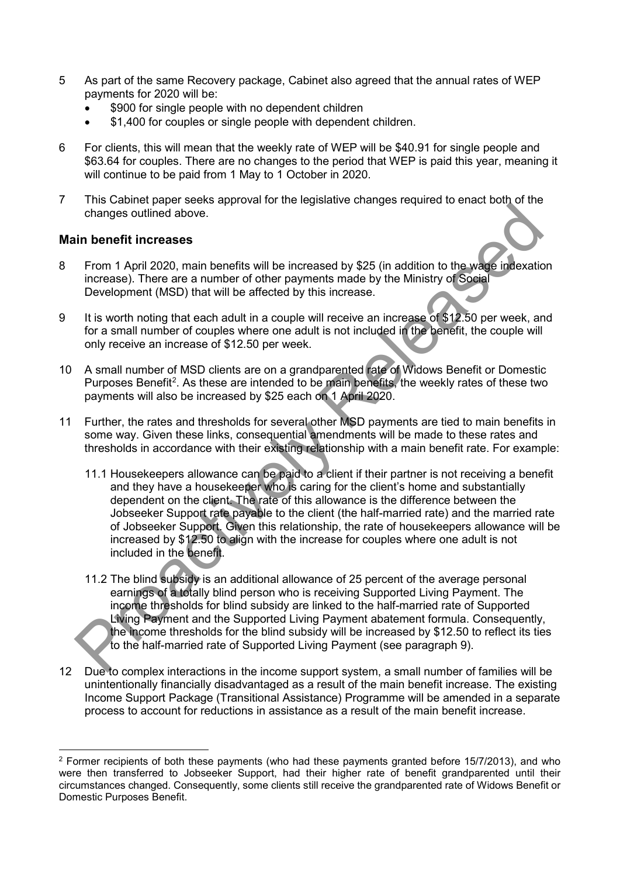5 As part of the same Recovery package, Cabinet also agreed that the annual rates of WEP payments for 2020 will be:
- $900 for single people with no dependent children
- $1,400 for couples or single people with dependent children.

6 For clients, this will mean that the weekly rate of WEP will be $40.91 for single people and $63.64 for couples. There are no changes to the period that WEP is paid this year, meaning it will continue to be paid from 1 May to 1 October in 2020.

7 This Cabinet paper seeks approval for the legislative changes required to enact both of the changes outlined above.

## Main benefit increases

8 From 1 April 2020, main benefits will be increased by $25 (in addition to the wage indexation increase). There are a number of other payments made by the Ministry of Social Development (MSD) that will be affected by this increase.

9 It is worth noting that each adult in a couple will receive an increase of $12.50 per week, and for a small number of couples where one adult is not included in the benefit, the couple will only receive an increase of $12.50 per week.

10 A small number of MSD clients are on a grandparented rate of Widows Benefit or Domestic Purposes Benefit[2]. As these are intended to be main benefits, the weekly rates of these two payments will also be increased by $25 each on 1 April 2020.

11 Further, the rates and thresholds for several other MSD payments are tied to main benefits in some way. Given these links, consequential amendments will be made to these rates and thresholds in accordance with their existing relationship with a main benefit rate. For example:

11.1 Housekeepers allowance can be paid to a client if their partner is not receiving a benefit and they have a housekeeper who is caring for the client's home and substantially dependent on the client. The rate of this allowance is the difference between the Jobseeker Support rate payable to the client (the half-married rate) and the married rate of Jobseeker Support. Given this relationship, the rate of housekeepers allowance will be increased by $12.50 to align with the increase for couples where one adult is not included in the benefit.

11.2 The blind subsidy is an additional allowance of 25 percent of the average personal earnings of a totally blind person who is receiving Supported Living Payment. The income thresholds for blind subsidy are linked to the half-married rate of Supported Living Payment and the Supported Living Payment abatement formula. Consequently, the income thresholds for the blind subsidy will be increased by $12.50 to reflect its ties to the half-married rate of Supported Living Payment (see paragraph 9).

12 Due to complex interactions in the income support system, a small number of families will be unintentionally financially disadvantaged as a result of the main benefit increase. The existing Income Support Package (Transitional Assistance) Programme will be amended in a separate process to account for reductions in assistance as a result of the main benefit increase.

---

[2] Former recipients of both these payments (who had these payments granted before 15/7/2013), and who were then transferred to Jobseeker Support, had their higher rate of benefit grandparented until their circumstances changed. Consequently, some clients still receive the grandparented rate of Widows Benefit or Domestic Purposes Benefit.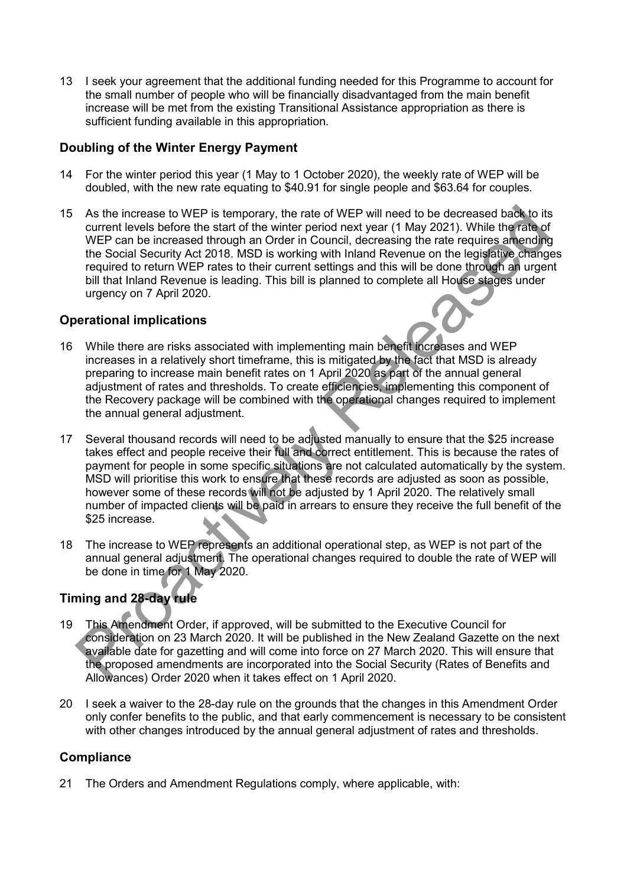13 I seek your agreement that the additional funding needed for this Programme to account for the small number of people who will be financially disadvantaged from the main benefit increase will be met from the existing Transitional Assistance appropriation as there is sufficient funding available in this appropriation.

## Doubling of the Winter Energy Payment

14 For the winter period this year (1 May to 1 October 2020), the weekly rate of WEP will be doubled, with the new rate equating to $40.91 for single people and $63.64 for couples.

15 As the increase to WEP is temporary, the rate of WEP will need to be decreased back to its current levels before the start of the winter period next year (1 May 2021). While the rate of WEP can be increased through an Order in Council, decreasing the rate requires amending the Social Security Act 2018. MSD is working with Inland Revenue on the legislative changes required to return WEP rates to their current settings and this will be done through an urgent bill that Inland Revenue is leading. This bill is planned to complete all House stages under urgency on 7 April 2020.

## Operational implications

16 While there are risks associated with implementing main benefit increases and WEP increases in a relatively short timeframe, this is mitigated by the fact that MSD is already preparing to increase main benefit rates on 1 April 2020 as part of the annual general adjustment of rates and thresholds. To create efficiencies, implementing this component of the Recovery package will be combined with the operational changes required to implement the annual general adjustment.

17 Several thousand records will need to be adjusted manually to ensure that the $25 increase takes effect and people receive their full and correct entitlement. This is because the rates of payment for people in some specific situations are not calculated automatically by the system. MSD will prioritise this work to ensure that these records are adjusted as soon as possible, however some of these records will not be adjusted by 1 April 2020. The relatively small number of impacted clients will be paid in arrears to ensure they receive the full benefit of the $25 increase.

18 The increase to WEP represents an additional operational step, as WEP is not part of the annual general adjustment. The operational changes required to double the rate of WEP will be done in time for 1 May 2020.

## Timing and 28-day rule

19 This Amendment Order, if approved, will be submitted to the Executive Council for consideration on 23 March 2020. It will be published in the New Zealand Gazette on the next available date for gazetting and will come into force on 27 March 2020. This will ensure that the proposed amendments are incorporated into the Social Security (Rates of Benefits and Allowances) Order 2020 when it takes effect on 1 April 2020.

20 I seek a waiver to the 28-day rule on the grounds that the changes in this Amendment Order only confer benefits to the public, and that early commencement is necessary to be consistent with other changes introduced by the annual general adjustment of rates and thresholds.

## Compliance

21 The Orders and Amendment Regulations comply, where applicable, with: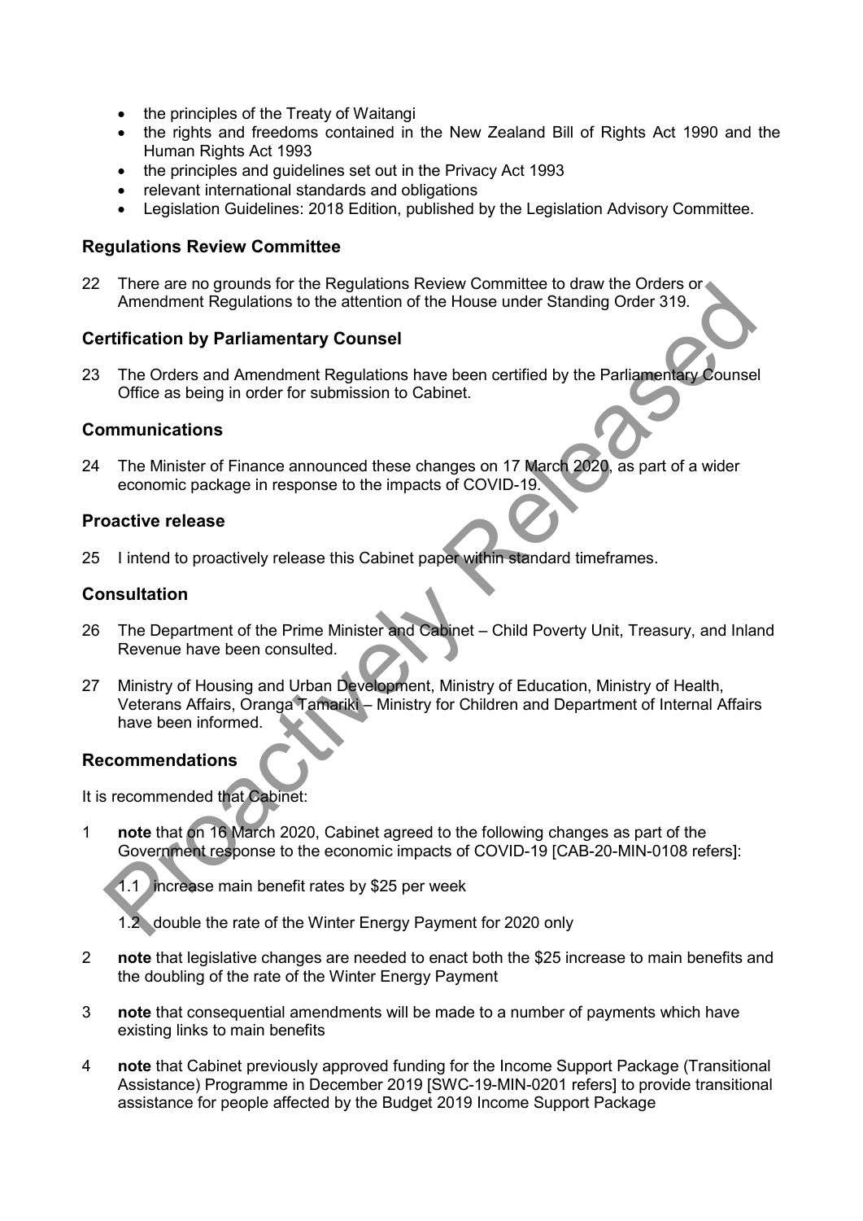- the principles of the Treaty of Waitangi
- the rights and freedoms contained in the New Zealand Bill of Rights Act 1990 and the Human Rights Act 1993
- the principles and guidelines set out in the Privacy Act 1993
- relevant international standards and obligations
- Legislation Guidelines: 2018 Edition, published by the Legislation Advisory Committee.

## Regulations Review Committee

22 There are no grounds for the Regulations Review Committee to draw the Orders or Amendment Regulations to the attention of the House under Standing Order 319.

## Certification by Parliamentary Counsel

23 The Orders and Amendment Regulations have been certified by the Parliamentary Counsel Office as being in order for submission to Cabinet.

## Communications

24 The Minister of Finance announced these changes on 17 March 2020, as part of a wider economic package in response to the impacts of COVID-19.

## Proactive release

25 I intend to proactively release this Cabinet paper within standard timeframes.

## Consultation

26 The Department of the Prime Minister and Cabinet – Child Poverty Unit, Treasury, and Inland Revenue have been consulted.

27 Ministry of Housing and Urban Development, Ministry of Education, Ministry of Health, Veterans Affairs, Oranga Tamariki – Ministry for Children and Department of Internal Affairs have been informed.

## Recommendations

It is recommended that Cabinet:

1 **note** that on 16 March 2020, Cabinet agreed to the following changes as part of the Government response to the economic impacts of COVID-19 [CAB-20-MIN-0108 refers]:

   1.1 increase main benefit rates by $25 per week

   1.2 double the rate of the Winter Energy Payment for 2020 only

2 **note** that legislative changes are needed to enact both the $25 increase to main benefits and the doubling of the rate of the Winter Energy Payment

3 **note** that consequential amendments will be made to a number of payments which have existing links to main benefits

4 **note** that Cabinet previously approved funding for the Income Support Package (Transitional Assistance) Programme in December 2019 [SWC-19-MIN-0201 refers] to provide transitional assistance for people affected by the Budget 2019 Income Support Package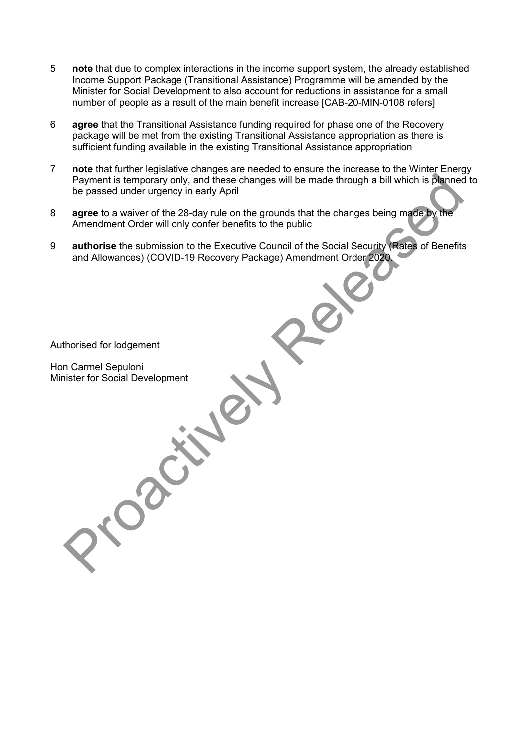5 **note** that due to complex interactions in the income support system, the already established Income Support Package (Transitional Assistance) Programme will be amended by the Minister for Social Development to also account for reductions in assistance for a small number of people as a result of the main benefit increase [CAB-20-MIN-0108 refers]

6 **agree** that the Transitional Assistance funding required for phase one of the Recovery package will be met from the existing Transitional Assistance appropriation as there is sufficient funding available in the existing Transitional Assistance appropriation

7 **note** that further legislative changes are needed to ensure the increase to the Winter Energy Payment is temporary only, and these changes will be made through a bill which is planned to be passed under urgency in early April

8 **agree** to a waiver of the 28-day rule on the grounds that the changes being made by the Amendment Order will only confer benefits to the public

9 **authorise** the submission to the Executive Council of the Social Security (Rates of Benefits and Allowances) (COVID-19 Recovery Package) Amendment Order 2020.

Authorised for lodgement

Hon Carmel Sepuloni
Minister for Social Development